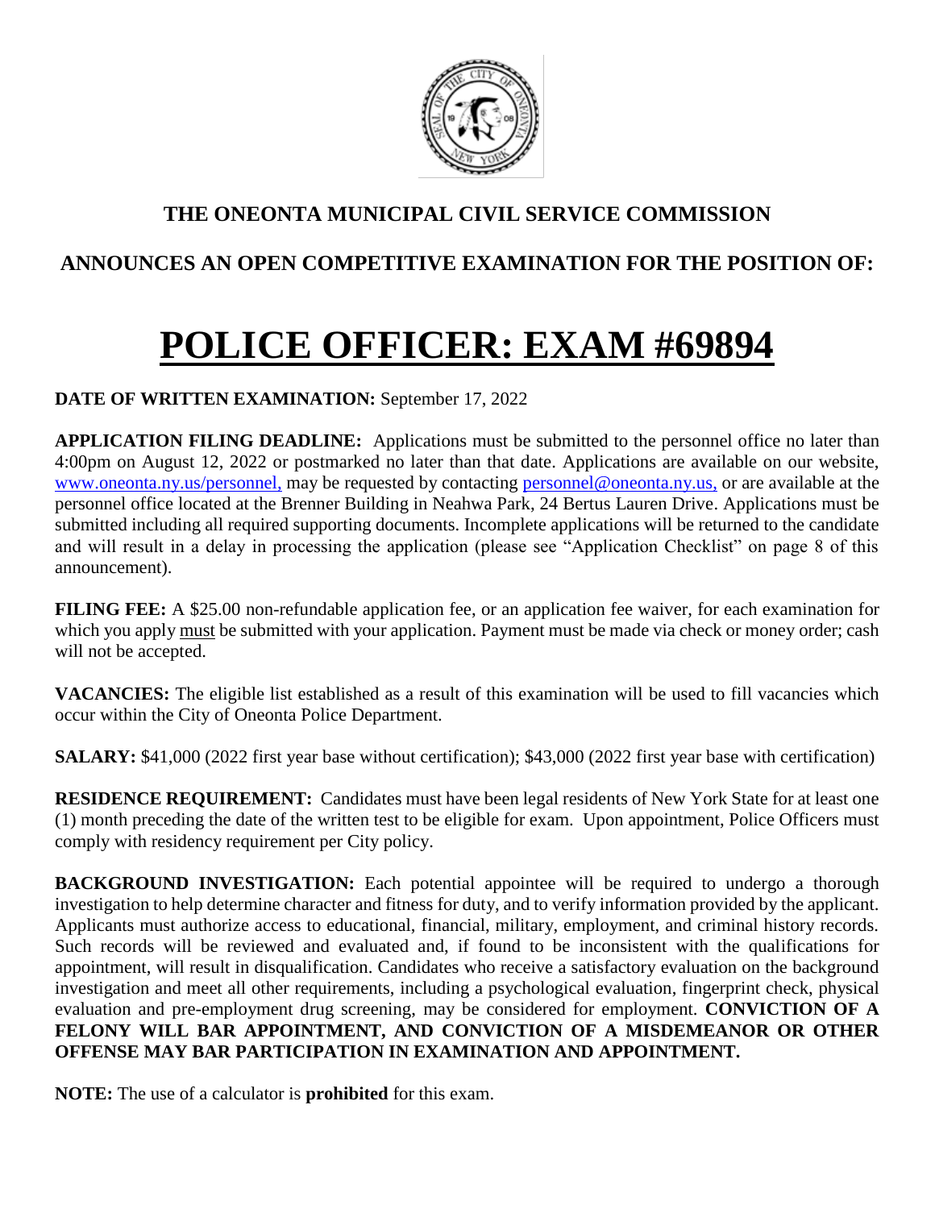## THE ONEONTA MUNICIPAL CIVIL SERVICE COMMISSION

## ANNOUNCES AN OPEN COMPETITIVE EXAMINATION FOR THE POSITION OF:

# POLICE OFFICER: EXAM #69894

**DATE OF WRITTEN EXAMINATION:** September 17, 2022

**APPLICATION FILING DEADLINE:** Applications must be submitted to the personnel office no later than 4:00pm on August 12, 2022 or postmarked no later than that date. Applications are available on our website, www.oneonta.ny.us/personnel, may be requested by contacting personnel@oneonta.ny.us, or are available at the personnel office located at the Brenner Building in Neahwa Park, 24 Bertus Lauren Drive. Applications must be submitted including all required supporting documents. Incomplete applications will be returned to the candidate and will result in a delay in processing the application (please see "Application Checklist" on page 8 of this announcement).

**FILING FEE:** A $25.00 non-refundable application fee, or an application fee waiver, for each examination for which you apply must be submitted with your application. Payment must be made via check or money order; cash will not be accepted.

**VACANCIES:** The eligible list established as a result of this examination will be used to fill vacancies which occur within the City of Oneonta Police Department.

**SALARY:** $41,000 (2022 first year base without certification); $43,000 (2022 first year base with certification)

**RESIDENCE REQUIREMENT:** Candidates must have been legal residents of New York State for at least one (1) month preceding the date of the written test to be eligible for exam. Upon appointment, Police Officers must comply with residency requirement per City policy.

**BACKGROUND INVESTIGATION:** Each potential appointee will be required to undergo a thorough investigation to help determine character and fitness for duty, and to verify information provided by the applicant. Applicants must authorize access to educational, financial, military, employment, and criminal history records. Such records will be reviewed and evaluated and, if found to be inconsistent with the qualifications for appointment, will result in disqualification. Candidates who receive a satisfactory evaluation on the background investigation and meet all other requirements, including a psychological evaluation, fingerprint check, physical evaluation and pre-employment drug screening, may be considered for employment. **CONVICTION OF A FELONY WILL BAR APPOINTMENT, AND CONVICTION OF A MISDEMEANOR OR OTHER OFFENSE MAY BAR PARTICIPATION IN EXAMINATION AND APPOINTMENT.**

**NOTE:** The use of a calculator is **prohibited** for this exam.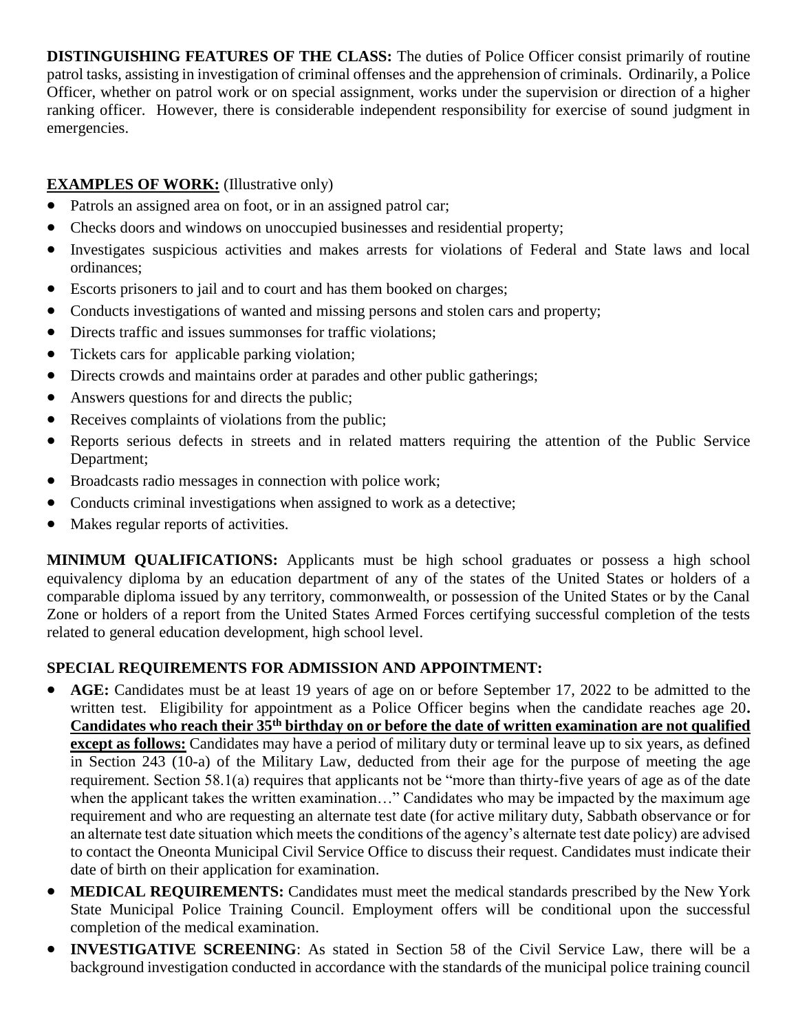**DISTINGUISHING FEATURES OF THE CLASS:** The duties of Police Officer consist primarily of routine patrol tasks, assisting in investigation of criminal offenses and the apprehension of criminals. Ordinarily, a Police Officer, whether on patrol work or on special assignment, works under the supervision or direction of a higher ranking officer. However, there is considerable independent responsibility for exercise of sound judgment in emergencies.

**EXAMPLES OF WORK:** (Illustrative only)

- Patrols an assigned area on foot, or in an assigned patrol car;
- Checks doors and windows on unoccupied businesses and residential property;
- Investigates suspicious activities and makes arrests for violations of Federal and State laws and local ordinances;
- Escorts prisoners to jail and to court and has them booked on charges;
- Conducts investigations of wanted and missing persons and stolen cars and property;
- Directs traffic and issues summonses for traffic violations;
- Tickets cars for applicable parking violation;
- Directs crowds and maintains order at parades and other public gatherings;
- Answers questions for and directs the public;
- Receives complaints of violations from the public;
- Reports serious defects in streets and in related matters requiring the attention of the Public Service Department;
- Broadcasts radio messages in connection with police work;
- Conducts criminal investigations when assigned to work as a detective;
- Makes regular reports of activities.

**MINIMUM QUALIFICATIONS:** Applicants must be high school graduates or possess a high school equivalency diploma by an education department of any of the states of the United States or holders of a comparable diploma issued by any territory, commonwealth, or possession of the United States or by the Canal Zone or holders of a report from the United States Armed Forces certifying successful completion of the tests related to general education development, high school level.

**SPECIAL REQUIREMENTS FOR ADMISSION AND APPOINTMENT:**

- **AGE:** Candidates must be at least 19 years of age on or before September 17, 2022 to be admitted to the written test. Eligibility for appointment as a Police Officer begins when the candidate reaches age 20. **Candidates who reach their 35th birthday on or before the date of written examination are not qualified except as follows:** Candidates may have a period of military duty or terminal leave up to six years, as defined in Section 243 (10-a) of the Military Law, deducted from their age for the purpose of meeting the age requirement. Section 58.1(a) requires that applicants not be "more than thirty-five years of age as of the date when the applicant takes the written examination…" Candidates who may be impacted by the maximum age requirement and who are requesting an alternate test date (for active military duty, Sabbath observance or for an alternate test date situation which meets the conditions of the agency's alternate test date policy) are advised to contact the Oneonta Municipal Civil Service Office to discuss their request. Candidates must indicate their date of birth on their application for examination.
- **MEDICAL REQUIREMENTS:** Candidates must meet the medical standards prescribed by the New York State Municipal Police Training Council. Employment offers will be conditional upon the successful completion of the medical examination.
- **INVESTIGATIVE SCREENING**: As stated in Section 58 of the Civil Service Law, there will be a background investigation conducted in accordance with the standards of the municipal police training council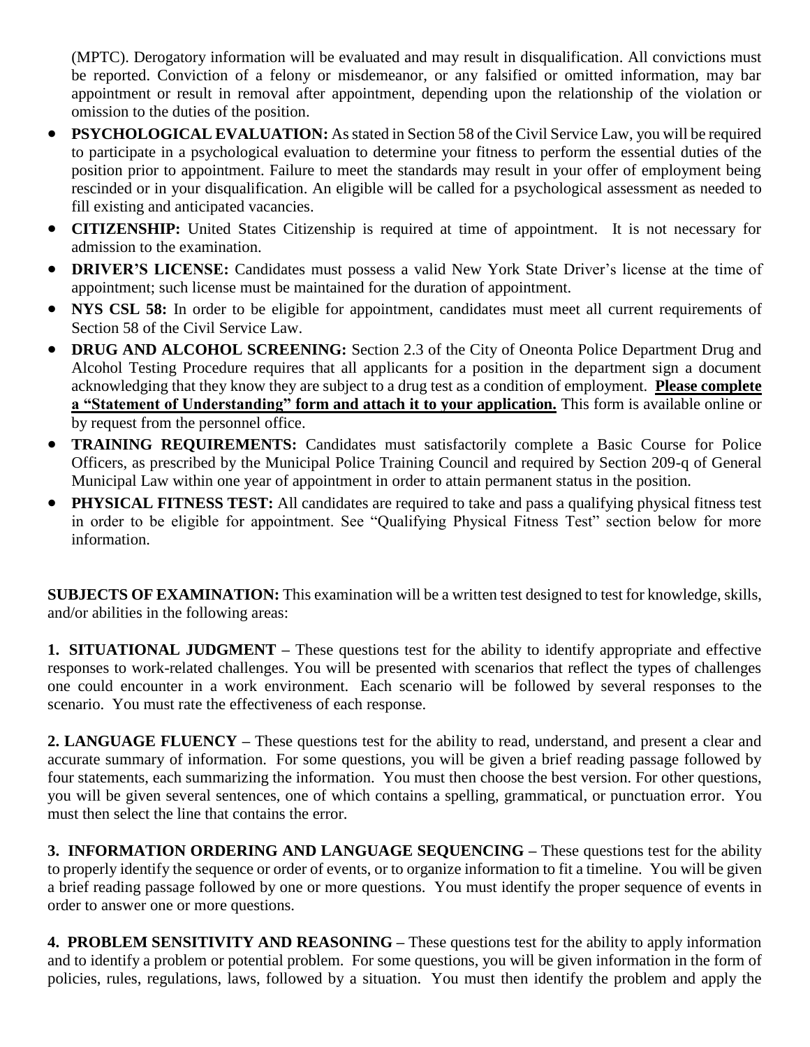(MPTC). Derogatory information will be evaluated and may result in disqualification. All convictions must be reported. Conviction of a felony or misdemeanor, or any falsified or omitted information, may bar appointment or result in removal after appointment, depending upon the relationship of the violation or omission to the duties of the position.

- **PSYCHOLOGICAL EVALUATION:** As stated in Section 58 of the Civil Service Law, you will be required to participate in a psychological evaluation to determine your fitness to perform the essential duties of the position prior to appointment. Failure to meet the standards may result in your offer of employment being rescinded or in your disqualification. An eligible will be called for a psychological assessment as needed to fill existing and anticipated vacancies.
- **CITIZENSHIP:** United States Citizenship is required at time of appointment. It is not necessary for admission to the examination.
- **DRIVER'S LICENSE:** Candidates must possess a valid New York State Driver's license at the time of appointment; such license must be maintained for the duration of appointment.
- **NYS CSL 58:** In order to be eligible for appointment, candidates must meet all current requirements of Section 58 of the Civil Service Law.
- **DRUG AND ALCOHOL SCREENING:** Section 2.3 of the City of Oneonta Police Department Drug and Alcohol Testing Procedure requires that all applicants for a position in the department sign a document acknowledging that they know they are subject to a drug test as a condition of employment. **Please complete a "Statement of Understanding" form and attach it to your application.** This form is available online or by request from the personnel office.
- **TRAINING REQUIREMENTS:** Candidates must satisfactorily complete a Basic Course for Police Officers, as prescribed by the Municipal Police Training Council and required by Section 209-q of General Municipal Law within one year of appointment in order to attain permanent status in the position.
- **PHYSICAL FITNESS TEST:** All candidates are required to take and pass a qualifying physical fitness test in order to be eligible for appointment. See "Qualifying Physical Fitness Test" section below for more information.

**SUBJECTS OF EXAMINATION:** This examination will be a written test designed to test for knowledge, skills, and/or abilities in the following areas:

**1. SITUATIONAL JUDGMENT –** These questions test for the ability to identify appropriate and effective responses to work-related challenges. You will be presented with scenarios that reflect the types of challenges one could encounter in a work environment. Each scenario will be followed by several responses to the scenario. You must rate the effectiveness of each response.

**2. LANGUAGE FLUENCY –** These questions test for the ability to read, understand, and present a clear and accurate summary of information. For some questions, you will be given a brief reading passage followed by four statements, each summarizing the information. You must then choose the best version. For other questions, you will be given several sentences, one of which contains a spelling, grammatical, or punctuation error. You must then select the line that contains the error.

**3. INFORMATION ORDERING AND LANGUAGE SEQUENCING –** These questions test for the ability to properly identify the sequence or order of events, or to organize information to fit a timeline. You will be given a brief reading passage followed by one or more questions. You must identify the proper sequence of events in order to answer one or more questions.

**4. PROBLEM SENSITIVITY AND REASONING –** These questions test for the ability to apply information and to identify a problem or potential problem. For some questions, you will be given information in the form of policies, rules, regulations, laws, followed by a situation. You must then identify the problem and apply the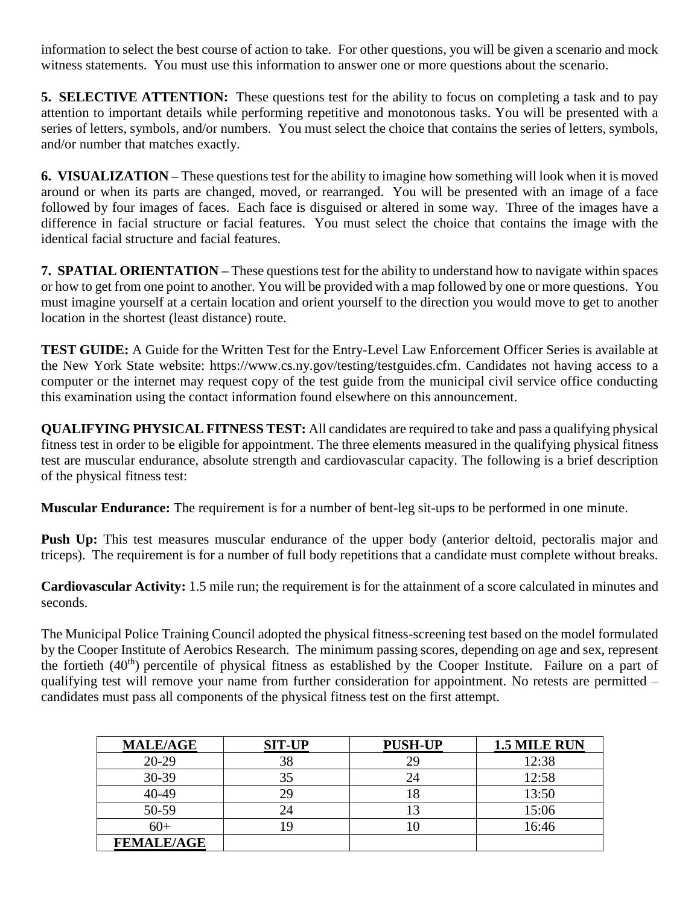information to select the best course of action to take. For other questions, you will be given a scenario and mock witness statements. You must use this information to answer one or more questions about the scenario.

**5. SELECTIVE ATTENTION:** These questions test for the ability to focus on completing a task and to pay attention to important details while performing repetitive and monotonous tasks. You will be presented with a series of letters, symbols, and/or numbers. You must select the choice that contains the series of letters, symbols, and/or number that matches exactly.

**6. VISUALIZATION –** These questions test for the ability to imagine how something will look when it is moved around or when its parts are changed, moved, or rearranged. You will be presented with an image of a face followed by four images of faces. Each face is disguised or altered in some way. Three of the images have a difference in facial structure or facial features. You must select the choice that contains the image with the identical facial structure and facial features.

**7. SPATIAL ORIENTATION –** These questions test for the ability to understand how to navigate within spaces or how to get from one point to another. You will be provided with a map followed by one or more questions. You must imagine yourself at a certain location and orient yourself to the direction you would move to get to another location in the shortest (least distance) route.

**TEST GUIDE:** A Guide for the Written Test for the Entry-Level Law Enforcement Officer Series is available at the New York State website: https://www.cs.ny.gov/testing/testguides.cfm. Candidates not having access to a computer or the internet may request copy of the test guide from the municipal civil service office conducting this examination using the contact information found elsewhere on this announcement.

**QUALIFYING PHYSICAL FITNESS TEST:** All candidates are required to take and pass a qualifying physical fitness test in order to be eligible for appointment. The three elements measured in the qualifying physical fitness test are muscular endurance, absolute strength and cardiovascular capacity. The following is a brief description of the physical fitness test:

**Muscular Endurance:** The requirement is for a number of bent-leg sit-ups to be performed in one minute.

**Push Up:** This test measures muscular endurance of the upper body (anterior deltoid, pectoralis major and triceps). The requirement is for a number of full body repetitions that a candidate must complete without breaks.

**Cardiovascular Activity:** 1.5 mile run; the requirement is for the attainment of a score calculated in minutes and seconds.

The Municipal Police Training Council adopted the physical fitness-screening test based on the model formulated by the Cooper Institute of Aerobics Research. The minimum passing scores, depending on age and sex, represent the fortieth (40th) percentile of physical fitness as established by the Cooper Institute. Failure on a part of qualifying test will remove your name from further consideration for appointment. No retests are permitted – candidates must pass all components of the physical fitness test on the first attempt.

| MALE/AGE | SIT-UP | PUSH-UP | 1.5 MILE RUN |
|---|---|---|---|
| 20-29 | 38 | 29 | 12:38 |
| 30-39 | 35 | 24 | 12:58 |
| 40-49 | 29 | 18 | 13:50 |
| 50-59 | 24 | 13 | 15:06 |
| 60+ | 19 | 10 | 16:46 |
| **FEMALE/AGE** | | | |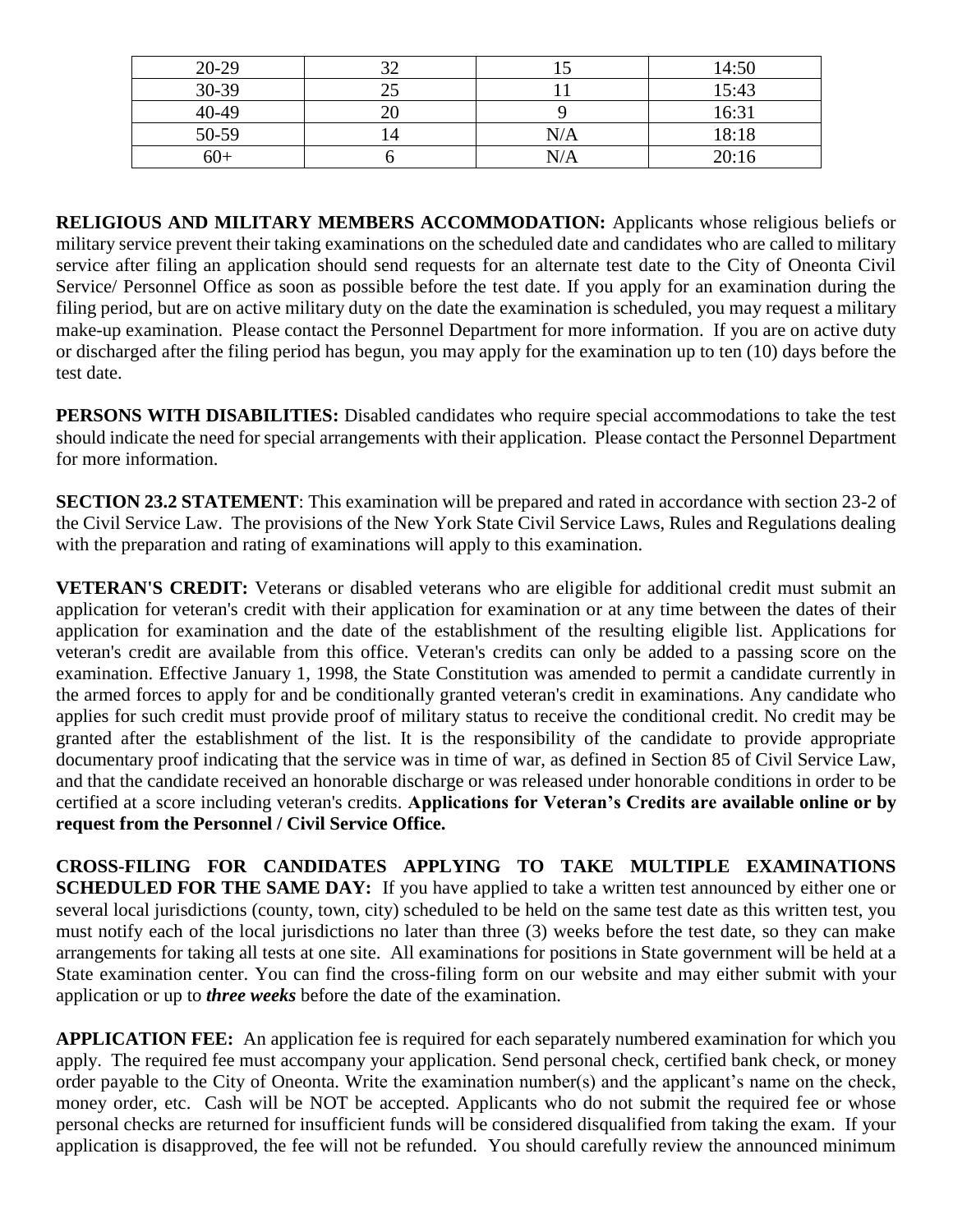| | | | |
|---|---|---|---|
| 20-29 | 32 | 15 | 14:50 |
| 30-39 | 25 | 11 | 15:43 |
| 40-49 | 20 | 9 | 16:31 |
| 50-59 | 14 | N/A | 18:18 |
| 60+ | 6 | N/A | 20:16 |

**RELIGIOUS AND MILITARY MEMBERS ACCOMMODATION:** Applicants whose religious beliefs or military service prevent their taking examinations on the scheduled date and candidates who are called to military service after filing an application should send requests for an alternate test date to the City of Oneonta Civil Service/ Personnel Office as soon as possible before the test date. If you apply for an examination during the filing period, but are on active military duty on the date the examination is scheduled, you may request a military make-up examination. Please contact the Personnel Department for more information. If you are on active duty or discharged after the filing period has begun, you may apply for the examination up to ten (10) days before the test date.

**PERSONS WITH DISABILITIES:** Disabled candidates who require special accommodations to take the test should indicate the need for special arrangements with their application. Please contact the Personnel Department for more information.

**SECTION 23.2 STATEMENT**: This examination will be prepared and rated in accordance with section 23-2 of the Civil Service Law. The provisions of the New York State Civil Service Laws, Rules and Regulations dealing with the preparation and rating of examinations will apply to this examination.

**VETERAN'S CREDIT:** Veterans or disabled veterans who are eligible for additional credit must submit an application for veteran's credit with their application for examination or at any time between the dates of their application for examination and the date of the establishment of the resulting eligible list. Applications for veteran's credit are available from this office. Veteran's credits can only be added to a passing score on the examination. Effective January 1, 1998, the State Constitution was amended to permit a candidate currently in the armed forces to apply for and be conditionally granted veteran's credit in examinations. Any candidate who applies for such credit must provide proof of military status to receive the conditional credit. No credit may be granted after the establishment of the list. It is the responsibility of the candidate to provide appropriate documentary proof indicating that the service was in time of war, as defined in Section 85 of Civil Service Law, and that the candidate received an honorable discharge or was released under honorable conditions in order to be certified at a score including veteran's credits. **Applications for Veteran's Credits are available online or by request from the Personnel / Civil Service Office.**

**CROSS-FILING FOR CANDIDATES APPLYING TO TAKE MULTIPLE EXAMINATIONS SCHEDULED FOR THE SAME DAY:** If you have applied to take a written test announced by either one or several local jurisdictions (county, town, city) scheduled to be held on the same test date as this written test, you must notify each of the local jurisdictions no later than three (3) weeks before the test date, so they can make arrangements for taking all tests at one site. All examinations for positions in State government will be held at a State examination center. You can find the cross-filing form on our website and may either submit with your application or up to ***three weeks*** before the date of the examination.

**APPLICATION FEE:** An application fee is required for each separately numbered examination for which you apply. The required fee must accompany your application. Send personal check, certified bank check, or money order payable to the City of Oneonta. Write the examination number(s) and the applicant's name on the check, money order, etc. Cash will be NOT be accepted. Applicants who do not submit the required fee or whose personal checks are returned for insufficient funds will be considered disqualified from taking the exam. If your application is disapproved, the fee will not be refunded. You should carefully review the announced minimum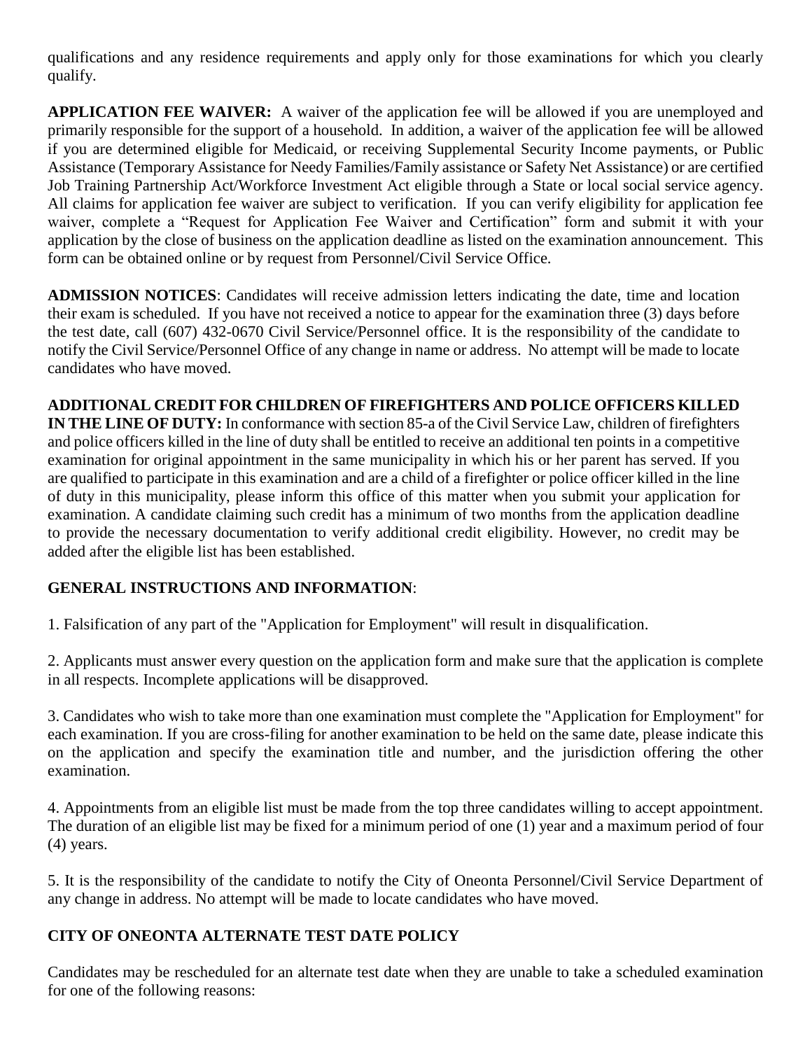qualifications and any residence requirements and apply only for those examinations for which you clearly qualify.

**APPLICATION FEE WAIVER:** A waiver of the application fee will be allowed if you are unemployed and primarily responsible for the support of a household. In addition, a waiver of the application fee will be allowed if you are determined eligible for Medicaid, or receiving Supplemental Security Income payments, or Public Assistance (Temporary Assistance for Needy Families/Family assistance or Safety Net Assistance) or are certified Job Training Partnership Act/Workforce Investment Act eligible through a State or local social service agency. All claims for application fee waiver are subject to verification. If you can verify eligibility for application fee waiver, complete a "Request for Application Fee Waiver and Certification" form and submit it with your application by the close of business on the application deadline as listed on the examination announcement. This form can be obtained online or by request from Personnel/Civil Service Office.

**ADMISSION NOTICES**: Candidates will receive admission letters indicating the date, time and location their exam is scheduled. If you have not received a notice to appear for the examination three (3) days before the test date, call (607) 432-0670 Civil Service/Personnel office. It is the responsibility of the candidate to notify the Civil Service/Personnel Office of any change in name or address. No attempt will be made to locate candidates who have moved.

**ADDITIONAL CREDIT FOR CHILDREN OF FIREFIGHTERS AND POLICE OFFICERS KILLED IN THE LINE OF DUTY:** In conformance with section 85-a of the Civil Service Law, children of firefighters and police officers killed in the line of duty shall be entitled to receive an additional ten points in a competitive examination for original appointment in the same municipality in which his or her parent has served. If you are qualified to participate in this examination and are a child of a firefighter or police officer killed in the line of duty in this municipality, please inform this office of this matter when you submit your application for examination. A candidate claiming such credit has a minimum of two months from the application deadline to provide the necessary documentation to verify additional credit eligibility. However, no credit may be added after the eligible list has been established.

**GENERAL INSTRUCTIONS AND INFORMATION**:

1. Falsification of any part of the "Application for Employment" will result in disqualification.

2. Applicants must answer every question on the application form and make sure that the application is complete in all respects. Incomplete applications will be disapproved.

3. Candidates who wish to take more than one examination must complete the "Application for Employment" for each examination. If you are cross-filing for another examination to be held on the same date, please indicate this on the application and specify the examination title and number, and the jurisdiction offering the other examination.

4. Appointments from an eligible list must be made from the top three candidates willing to accept appointment. The duration of an eligible list may be fixed for a minimum period of one (1) year and a maximum period of four (4) years.

5. It is the responsibility of the candidate to notify the City of Oneonta Personnel/Civil Service Department of any change in address. No attempt will be made to locate candidates who have moved.

**CITY OF ONEONTA ALTERNATE TEST DATE POLICY**

Candidates may be rescheduled for an alternate test date when they are unable to take a scheduled examination for one of the following reasons: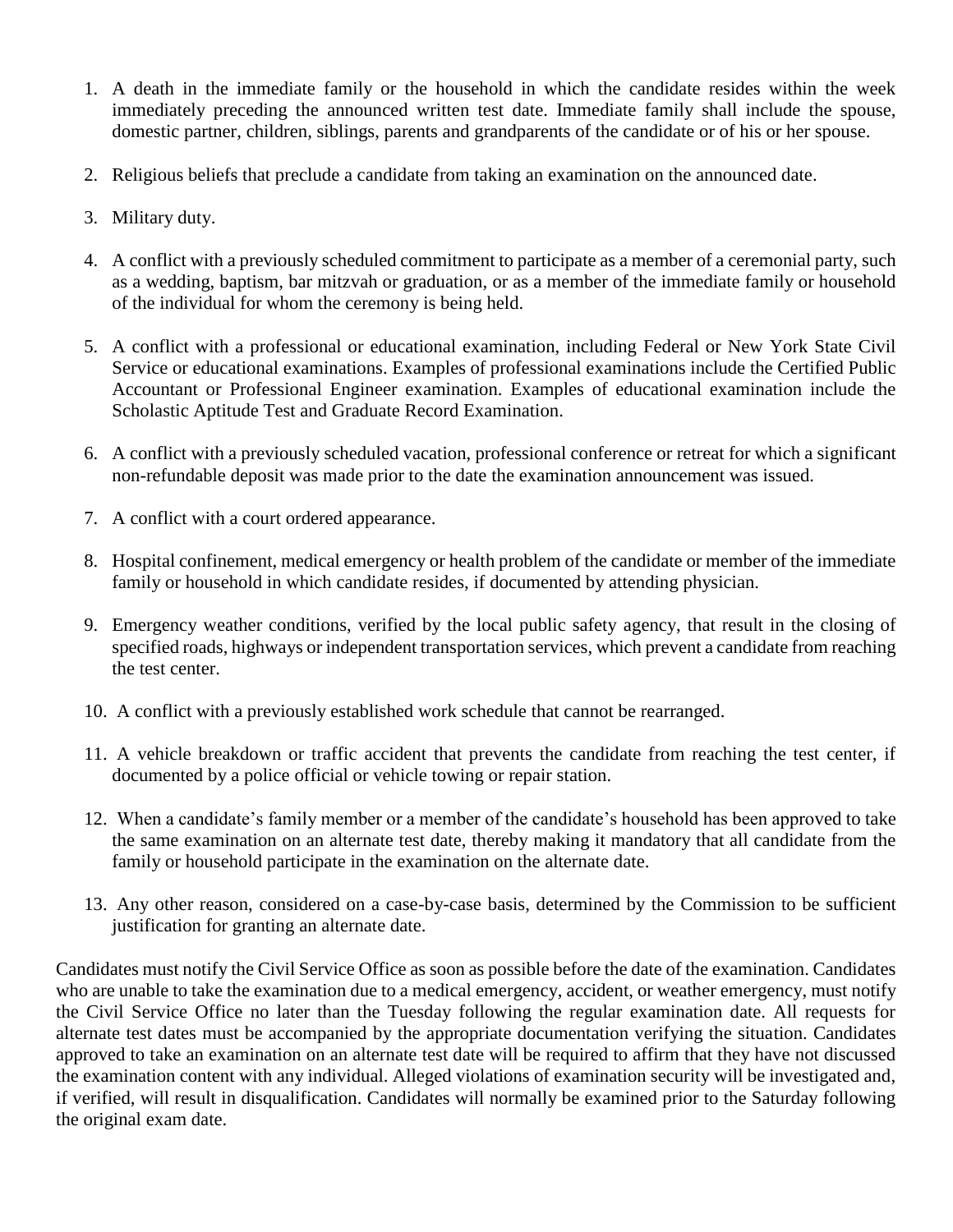1. A death in the immediate family or the household in which the candidate resides within the week immediately preceding the announced written test date. Immediate family shall include the spouse, domestic partner, children, siblings, parents and grandparents of the candidate or of his or her spouse.

2. Religious beliefs that preclude a candidate from taking an examination on the announced date.

3. Military duty.

4. A conflict with a previously scheduled commitment to participate as a member of a ceremonial party, such as a wedding, baptism, bar mitzvah or graduation, or as a member of the immediate family or household of the individual for whom the ceremony is being held.

5. A conflict with a professional or educational examination, including Federal or New York State Civil Service or educational examinations. Examples of professional examinations include the Certified Public Accountant or Professional Engineer examination. Examples of educational examination include the Scholastic Aptitude Test and Graduate Record Examination.

6. A conflict with a previously scheduled vacation, professional conference or retreat for which a significant non-refundable deposit was made prior to the date the examination announcement was issued.

7. A conflict with a court ordered appearance.

8. Hospital confinement, medical emergency or health problem of the candidate or member of the immediate family or household in which candidate resides, if documented by attending physician.

9. Emergency weather conditions, verified by the local public safety agency, that result in the closing of specified roads, highways or independent transportation services, which prevent a candidate from reaching the test center.

10. A conflict with a previously established work schedule that cannot be rearranged.

11. A vehicle breakdown or traffic accident that prevents the candidate from reaching the test center, if documented by a police official or vehicle towing or repair station.

12. When a candidate's family member or a member of the candidate's household has been approved to take the same examination on an alternate test date, thereby making it mandatory that all candidate from the family or household participate in the examination on the alternate date.

13. Any other reason, considered on a case-by-case basis, determined by the Commission to be sufficient justification for granting an alternate date.

Candidates must notify the Civil Service Office as soon as possible before the date of the examination. Candidates who are unable to take the examination due to a medical emergency, accident, or weather emergency, must notify the Civil Service Office no later than the Tuesday following the regular examination date. All requests for alternate test dates must be accompanied by the appropriate documentation verifying the situation. Candidates approved to take an examination on an alternate test date will be required to affirm that they have not discussed the examination content with any individual. Alleged violations of examination security will be investigated and, if verified, will result in disqualification. Candidates will normally be examined prior to the Saturday following the original exam date.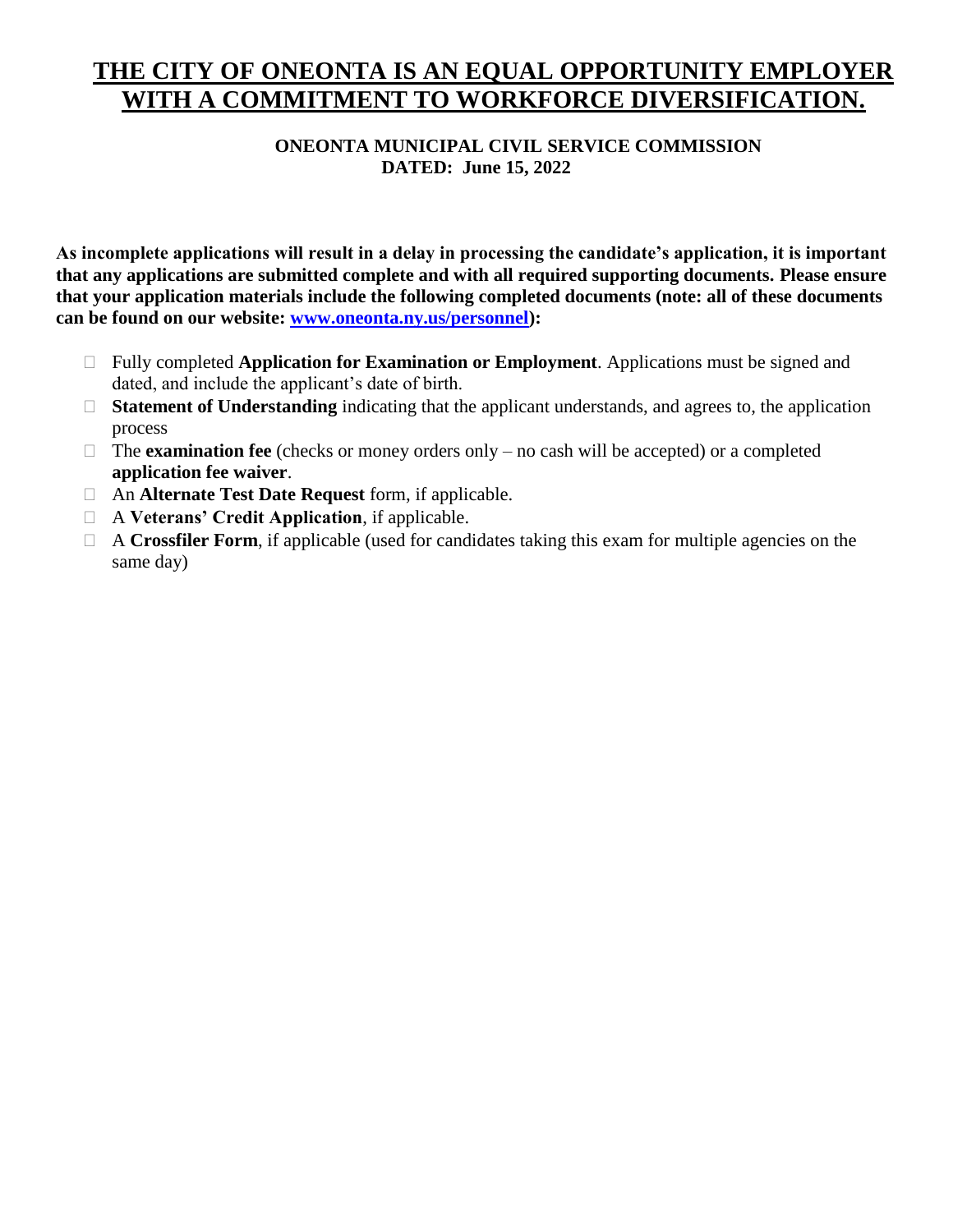# THE CITY OF ONEONTA IS AN EQUAL OPPORTUNITY EMPLOYER WITH A COMMITMENT TO WORKFORCE DIVERSIFICATION.

**ONEONTA MUNICIPAL CIVIL SERVICE COMMISSION**
**DATED: June 15, 2022**

**As incomplete applications will result in a delay in processing the candidate's application, it is important that any applications are submitted complete and with all required supporting documents. Please ensure that your application materials include the following completed documents (note: all of these documents can be found on our website: [www.oneonta.ny.us/personnel](http://www.oneonta.ny.us/personnel)):**

- ☐ Fully completed **Application for Examination or Employment**. Applications must be signed and dated, and include the applicant's date of birth.
- ☐ **Statement of Understanding** indicating that the applicant understands, and agrees to, the application process
- ☐ The **examination fee** (checks or money orders only – no cash will be accepted) or a completed **application fee waiver**.
- ☐ An **Alternate Test Date Request** form, if applicable.
- ☐ A **Veterans' Credit Application**, if applicable.
- ☐ A **Crossfiler Form**, if applicable (used for candidates taking this exam for multiple agencies on the same day)